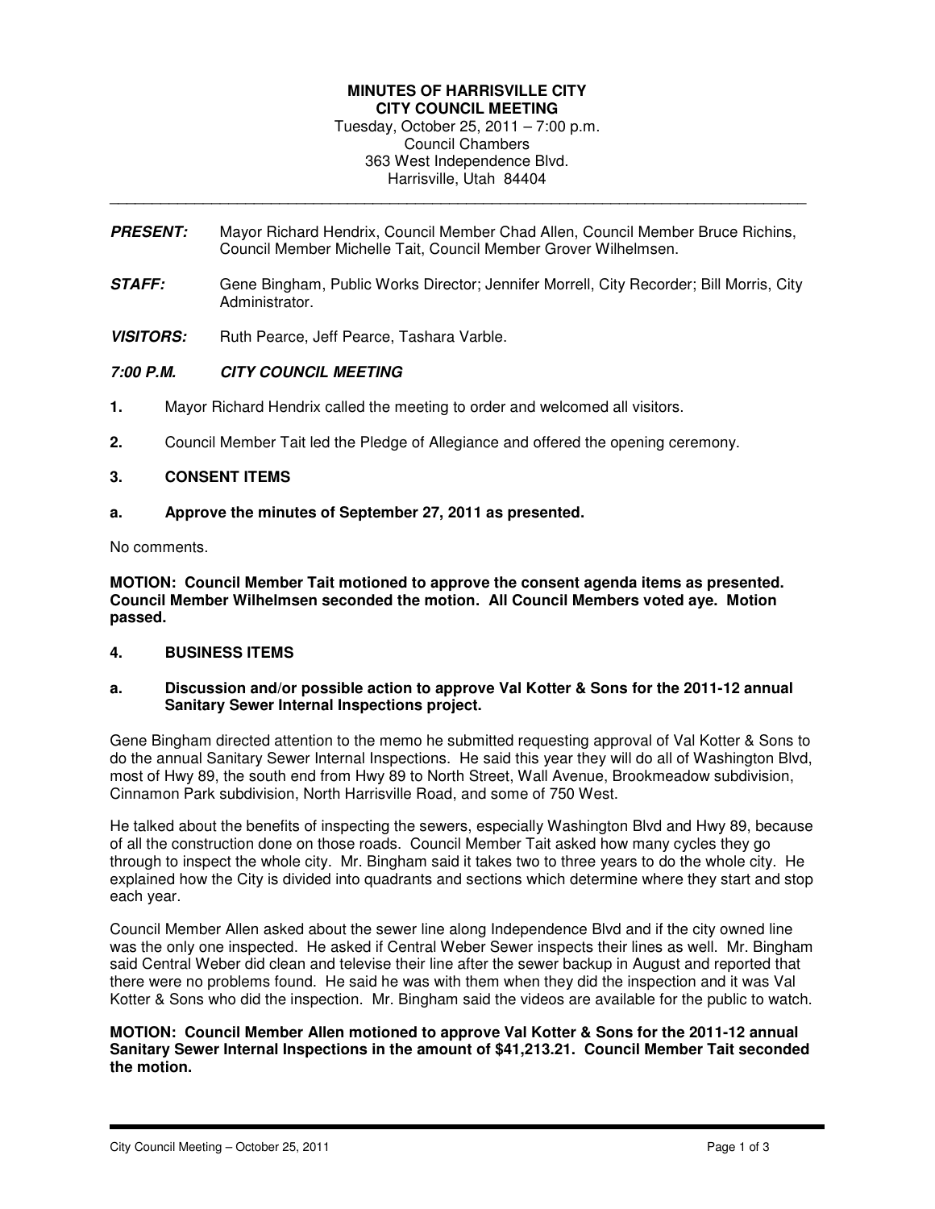# MINUTES OF HARRISVILLE CITY
## CITY COUNCIL MEETING

Tuesday, October 25, 2011 – 7:00 p.m.
Council Chambers
363 West Independence Blvd.
Harrisville, Utah 84404

---

***PRESENT:*** Mayor Richard Hendrix, Council Member Chad Allen, Council Member Bruce Richins, Council Member Michelle Tait, Council Member Grover Wilhelmsen.

***STAFF:*** Gene Bingham, Public Works Director; Jennifer Morrell, City Recorder; Bill Morris, City Administrator.

***VISITORS:*** Ruth Pearce, Jeff Pearce, Tashara Varble.

***7:00 P.M. CITY COUNCIL MEETING***

**1.** Mayor Richard Hendrix called the meeting to order and welcomed all visitors.

**2.** Council Member Tait led the Pledge of Allegiance and offered the opening ceremony.

**3. CONSENT ITEMS**

**a. Approve the minutes of September 27, 2011 as presented.**

No comments.

**MOTION: Council Member Tait motioned to approve the consent agenda items as presented. Council Member Wilhelmsen seconded the motion. All Council Members voted aye. Motion passed.**

**4. BUSINESS ITEMS**

**a. Discussion and/or possible action to approve Val Kotter & Sons for the 2011-12 annual Sanitary Sewer Internal Inspections project.**

Gene Bingham directed attention to the memo he submitted requesting approval of Val Kotter & Sons to do the annual Sanitary Sewer Internal Inspections. He said this year they will do all of Washington Blvd, most of Hwy 89, the south end from Hwy 89 to North Street, Wall Avenue, Brookmeadow subdivision, Cinnamon Park subdivision, North Harrisville Road, and some of 750 West.

He talked about the benefits of inspecting the sewers, especially Washington Blvd and Hwy 89, because of all the construction done on those roads. Council Member Tait asked how many cycles they go through to inspect the whole city. Mr. Bingham said it takes two to three years to do the whole city. He explained how the City is divided into quadrants and sections which determine where they start and stop each year.

Council Member Allen asked about the sewer line along Independence Blvd and if the city owned line was the only one inspected. He asked if Central Weber Sewer inspects their lines as well. Mr. Bingham said Central Weber did clean and televise their line after the sewer backup in August and reported that there were no problems found. He said he was with them when they did the inspection and it was Val Kotter & Sons who did the inspection. Mr. Bingham said the videos are available for the public to watch.

**MOTION: Council Member Allen motioned to approve Val Kotter & Sons for the 2011-12 annual Sanitary Sewer Internal Inspections in the amount of $41,213.21. Council Member Tait seconded the motion.**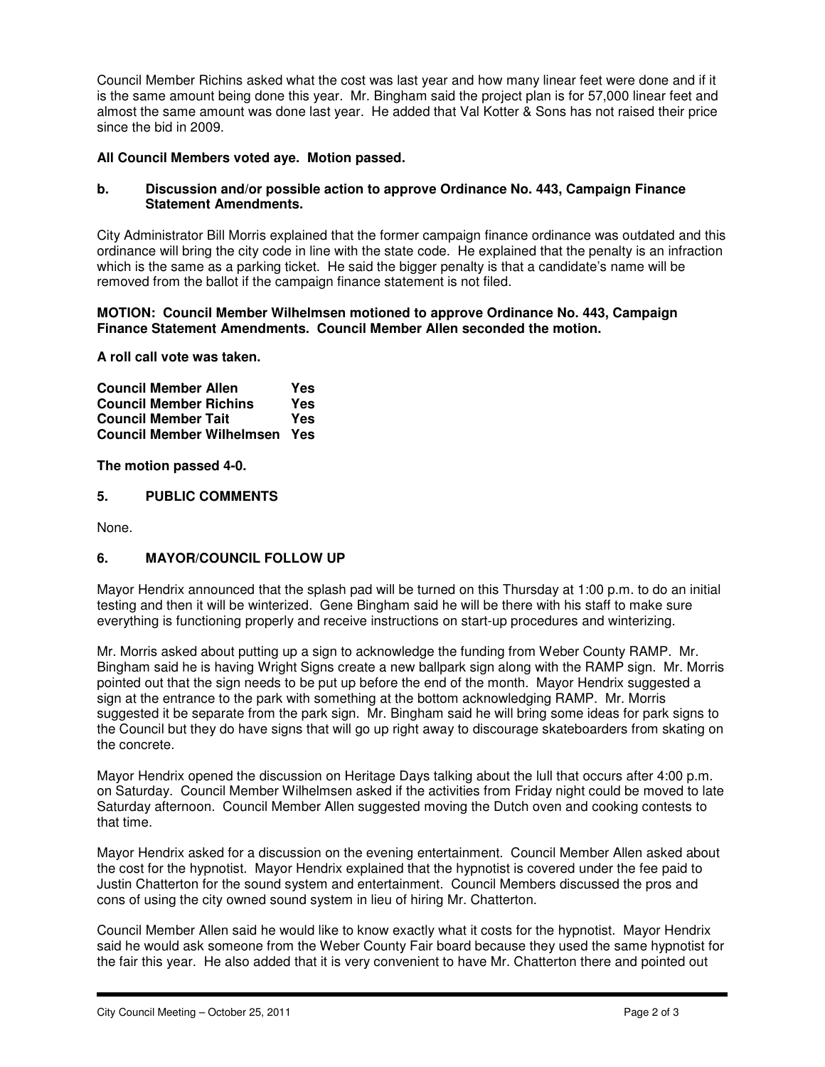Council Member Richins asked what the cost was last year and how many linear feet were done and if it is the same amount being done this year. Mr. Bingham said the project plan is for 57,000 linear feet and almost the same amount was done last year. He added that Val Kotter & Sons has not raised their price since the bid in 2009.

**All Council Members voted aye. Motion passed.**

**b. Discussion and/or possible action to approve Ordinance No. 443, Campaign Finance Statement Amendments.**

City Administrator Bill Morris explained that the former campaign finance ordinance was outdated and this ordinance will bring the city code in line with the state code. He explained that the penalty is an infraction which is the same as a parking ticket. He said the bigger penalty is that a candidate's name will be removed from the ballot if the campaign finance statement is not filed.

**MOTION: Council Member Wilhelmsen motioned to approve Ordinance No. 443, Campaign Finance Statement Amendments. Council Member Allen seconded the motion.**

**A roll call vote was taken.**

**Council Member Allen Yes**
**Council Member Richins Yes**
**Council Member Tait Yes**
**Council Member Wilhelmsen Yes**

**The motion passed 4-0.**

## 5. PUBLIC COMMENTS

None.

## 6. MAYOR/COUNCIL FOLLOW UP

Mayor Hendrix announced that the splash pad will be turned on this Thursday at 1:00 p.m. to do an initial testing and then it will be winterized. Gene Bingham said he will be there with his staff to make sure everything is functioning properly and receive instructions on start-up procedures and winterizing.

Mr. Morris asked about putting up a sign to acknowledge the funding from Weber County RAMP. Mr. Bingham said he is having Wright Signs create a new ballpark sign along with the RAMP sign. Mr. Morris pointed out that the sign needs to be put up before the end of the month. Mayor Hendrix suggested a sign at the entrance to the park with something at the bottom acknowledging RAMP. Mr. Morris suggested it be separate from the park sign. Mr. Bingham said he will bring some ideas for park signs to the Council but they do have signs that will go up right away to discourage skateboarders from skating on the concrete.

Mayor Hendrix opened the discussion on Heritage Days talking about the lull that occurs after 4:00 p.m. on Saturday. Council Member Wilhelmsen asked if the activities from Friday night could be moved to late Saturday afternoon. Council Member Allen suggested moving the Dutch oven and cooking contests to that time.

Mayor Hendrix asked for a discussion on the evening entertainment. Council Member Allen asked about the cost for the hypnotist. Mayor Hendrix explained that the hypnotist is covered under the fee paid to Justin Chatterton for the sound system and entertainment. Council Members discussed the pros and cons of using the city owned sound system in lieu of hiring Mr. Chatterton.

Council Member Allen said he would like to know exactly what it costs for the hypnotist. Mayor Hendrix said he would ask someone from the Weber County Fair board because they used the same hypnotist for the fair this year. He also added that it is very convenient to have Mr. Chatterton there and pointed out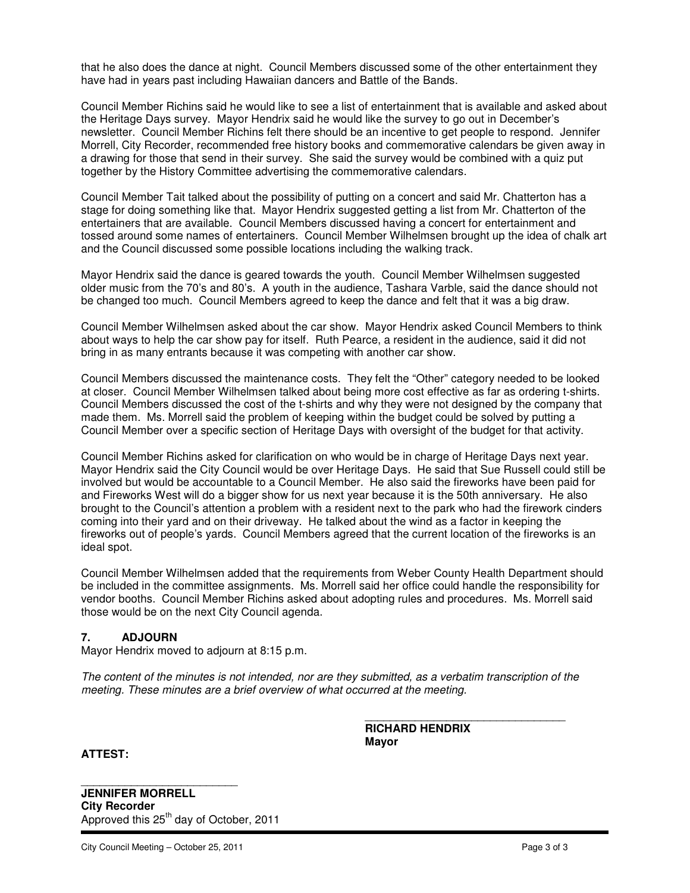that he also does the dance at night. Council Members discussed some of the other entertainment they have had in years past including Hawaiian dancers and Battle of the Bands.

Council Member Richins said he would like to see a list of entertainment that is available and asked about the Heritage Days survey. Mayor Hendrix said he would like the survey to go out in December's newsletter. Council Member Richins felt there should be an incentive to get people to respond. Jennifer Morrell, City Recorder, recommended free history books and commemorative calendars be given away in a drawing for those that send in their survey. She said the survey would be combined with a quiz put together by the History Committee advertising the commemorative calendars.

Council Member Tait talked about the possibility of putting on a concert and said Mr. Chatterton has a stage for doing something like that. Mayor Hendrix suggested getting a list from Mr. Chatterton of the entertainers that are available. Council Members discussed having a concert for entertainment and tossed around some names of entertainers. Council Member Wilhelmsen brought up the idea of chalk art and the Council discussed some possible locations including the walking track.

Mayor Hendrix said the dance is geared towards the youth. Council Member Wilhelmsen suggested older music from the 70's and 80's. A youth in the audience, Tashara Varble, said the dance should not be changed too much. Council Members agreed to keep the dance and felt that it was a big draw.

Council Member Wilhelmsen asked about the car show. Mayor Hendrix asked Council Members to think about ways to help the car show pay for itself. Ruth Pearce, a resident in the audience, said it did not bring in as many entrants because it was competing with another car show.

Council Members discussed the maintenance costs. They felt the "Other" category needed to be looked at closer. Council Member Wilhelmsen talked about being more cost effective as far as ordering t-shirts. Council Members discussed the cost of the t-shirts and why they were not designed by the company that made them. Ms. Morrell said the problem of keeping within the budget could be solved by putting a Council Member over a specific section of Heritage Days with oversight of the budget for that activity.

Council Member Richins asked for clarification on who would be in charge of Heritage Days next year. Mayor Hendrix said the City Council would be over Heritage Days. He said that Sue Russell could still be involved but would be accountable to a Council Member. He also said the fireworks have been paid for and Fireworks West will do a bigger show for us next year because it is the 50th anniversary. He also brought to the Council's attention a problem with a resident next to the park who had the firework cinders coming into their yard and on their driveway. He talked about the wind as a factor in keeping the fireworks out of people's yards. Council Members agreed that the current location of the fireworks is an ideal spot.

Council Member Wilhelmsen added that the requirements from Weber County Health Department should be included in the committee assignments. Ms. Morrell said her office could handle the responsibility for vendor booths. Council Member Richins asked about adopting rules and procedures. Ms. Morrell said those would be on the next City Council agenda.

**7. ADJOURN**

Mayor Hendrix moved to adjourn at 8:15 p.m.

*The content of the minutes is not intended, nor are they submitted, as a verbatim transcription of the meeting. These minutes are a brief overview of what occurred at the meeting.*

\_\_\_\_\_\_\_\_\_\_\_\_\_\_\_\_\_\_\_\_\_\_\_\_\_\_\_\_\_\_\_\_\_\_

**RICHARD HENDRIX**
**Mayor**

**ATTEST:**

\_\_\_\_\_\_\_\_\_\_\_\_\_\_\_\_\_\_\_\_\_\_\_\_\_\_\_

**JENNIFER MORRELL**
**City Recorder**
Approved this 25th day of October, 2011